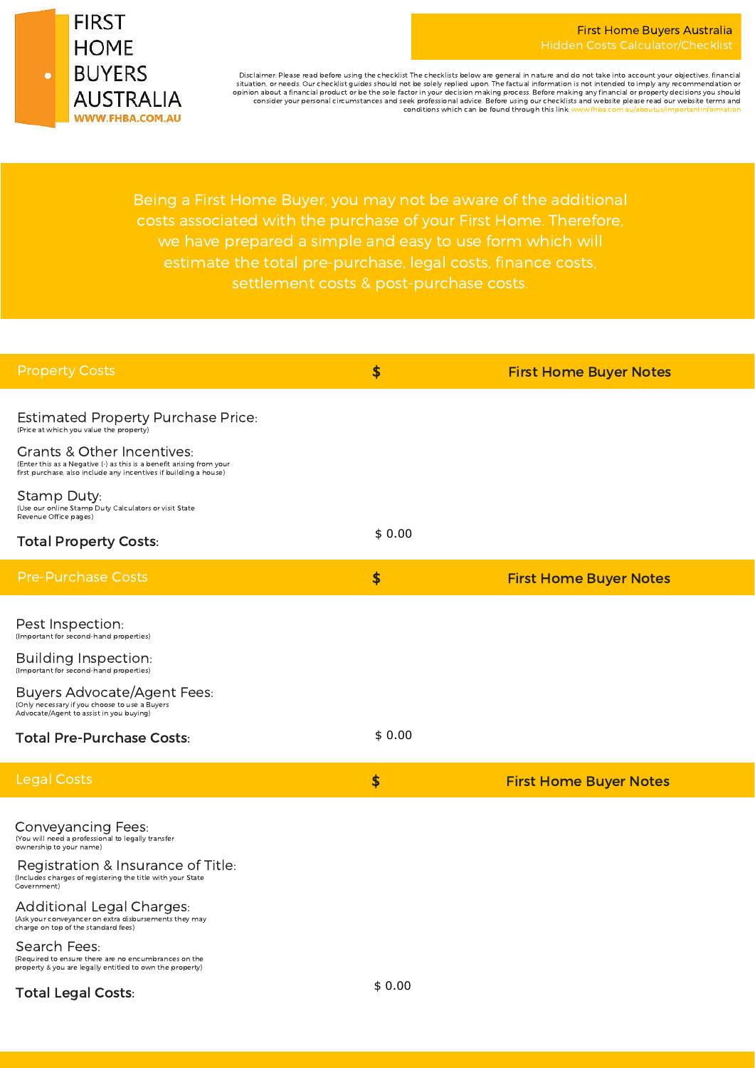# FIRST HOME BUYERS AUSTRALIA

WWW.FHBA.COM.AU

First Home Buyers Australia
Hidden Costs Calculator/Checklist

Disclaimer: Please read before using the checklist The checklists below are general in nature and do not take into account your objectives, financial situation, or needs. Our checklist guides should not be solely replied upon. The factual information is not intended to imply any recommendation or opinion about a financial product or be the sole factor in your decision making process. Before making any financial or property decisions you should consider your personal circumstances and seek professional advice. Before using our checklists and website please read our website terms and conditions which can be found through this link: www.fhba.com.au/aboutus/importantinformation

Being a First Home Buyer, you may not be aware of the additional costs associated with the purchase of your First Home. Therefore, we have prepared a simple and easy to use form which will estimate the total pre-purchase, legal costs, finance costs, settlement costs & post-purchase costs.

| Property Costs | $ | First Home Buyer Notes |
|---|---|---|
| Estimated Property Purchase Price: (Price at which you value the property) | | |
| Grants & Other Incentives: (Enter this as a Negative (-) as this is a benefit arising from your first purchase, also include any incentives if building a house) | | |
| Stamp Duty: (Use our online Stamp Duty Calculators or visit State Revenue Office pages) | | |
| **Total Property Costs:** | $ 0.00 | |

| Pre-Purchase Costs | $ | First Home Buyer Notes |
|---|---|---|
| Pest Inspection: (Important for second-hand properties) | | |
| Building Inspection: (Important for second-hand properties) | | |
| Buyers Advocate/Agent Fees: (Only necessary if you choose to use a Buyers Advocate/Agent to assist in you buying) | | |
| **Total Pre-Purchase Costs:** | $ 0.00 | |

| Legal Costs | $ | First Home Buyer Notes |
|---|---|---|
| Conveyancing Fees: (You will need a professional to legally transfer ownership to your name) | | |
| Registration & Insurance of Title: (Includes charges of registering the title with your State Government) | | |
| Additional Legal Charges: (Ask your conveyancer on extra disbursements they may charge on top of the standard fees) | | |
| Search Fees: (Required to ensure there are no encumbrances on the property & you are legally entitled to own the property) | | |
| **Total Legal Costs:** | $ 0.00 | |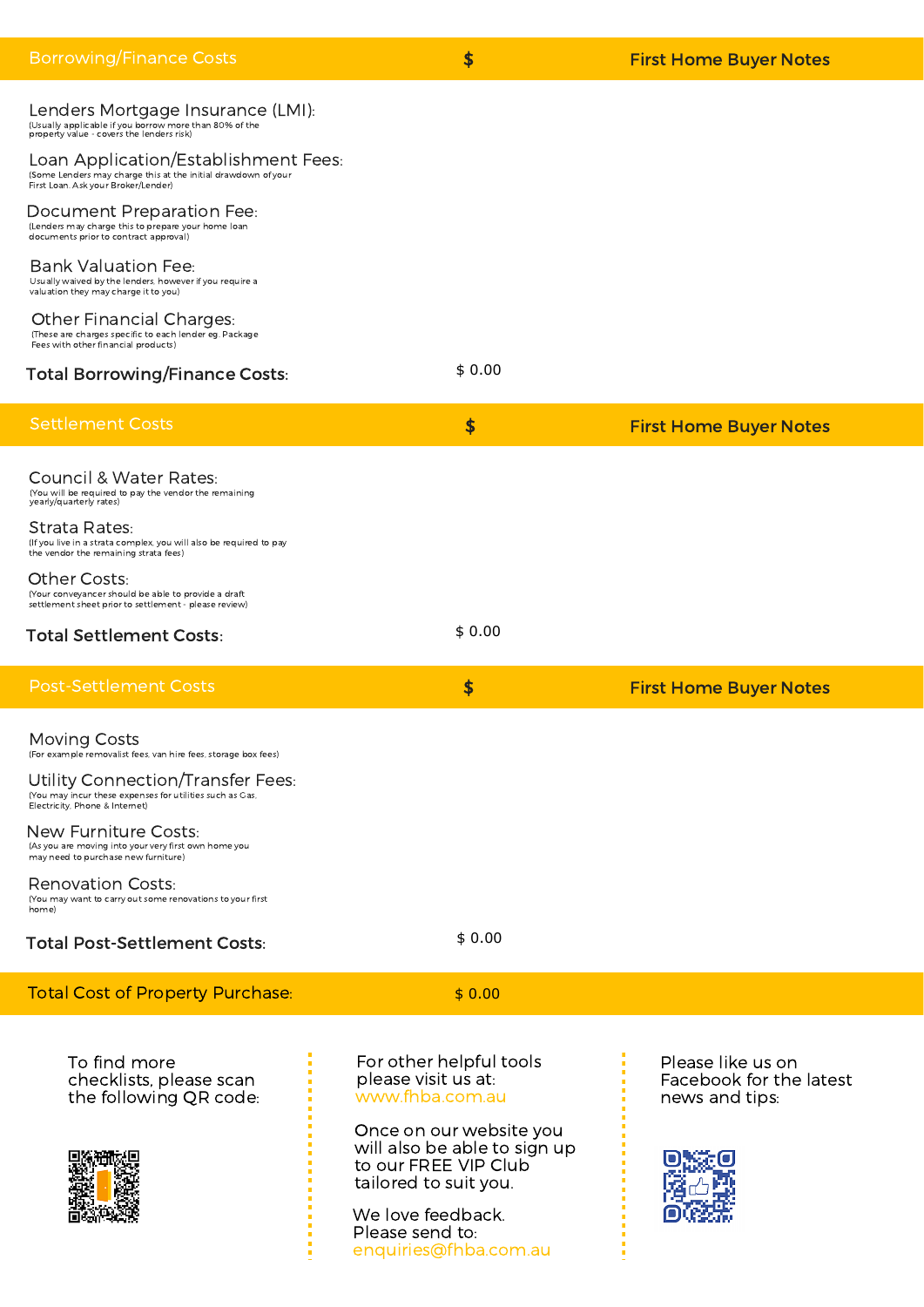| Borrowing/Finance Costs | $ | First Home Buyer Notes |
| --- | --- | --- |
| Lenders Mortgage Insurance (LMI): (Usually applicable if you borrow more than 80% of the property value - covers the lenders risk) | | |
| Loan Application/Establishment Fees: (Some Lenders may charge this at the initial drawdown of your First Loan. Ask your Broker/Lender) | | |
| Document Preparation Fee: (Lenders may charge this to prepare your home loan documents prior to contract approval) | | |
| Bank Valuation Fee: Usually waived by the lenders, however if you require a valuation they may charge it to you) | | |
| Other Financial Charges: (These are charges specific to each lender eg. Package Fees with other financial products) | | |
| **Total Borrowing/Finance Costs:** | $ 0.00 | |

| Settlement Costs | $ | First Home Buyer Notes |
| --- | --- | --- |
| Council & Water Rates: (You will be required to pay the vendor the remaining yearly/quarterly rates) | | |
| Strata Rates: (If you live in a strata complex, you will also be required to pay the vendor the remaining strata fees) | | |
| Other Costs: (Your conveyancer should be able to provide a draft settlement sheet prior to settlement - please review) | | |
| **Total Settlement Costs:** | $ 0.00 | |

| Post-Settlement Costs | $ | First Home Buyer Notes |
| --- | --- | --- |
| Moving Costs (For example removalist fees, van hire fees, storage box fees) | | |
| Utility Connection/Transfer Fees: (You may incur these expenses for utilities such as Gas, Electricity, Phone & Internet) | | |
| New Furniture Costs: (As you are moving into your very first own home you may need to purchase new furniture) | | |
| Renovation Costs: (You may want to carry out some renovations to your first home) | | |
| **Total Post-Settlement Costs:** | $ 0.00 | |

| Total Cost of Property Purchase: | $ 0.00 | |
| --- | --- | --- |

To find more checklists, please scan the following QR code:

For other helpful tools please visit us at: www.fhba.com.au

Once on our website you will also be able to sign up to our FREE VIP Club tailored to suit you.

We love feedback. Please send to: enquiries@fhba.com.au

Please like us on Facebook for the latest news and tips: